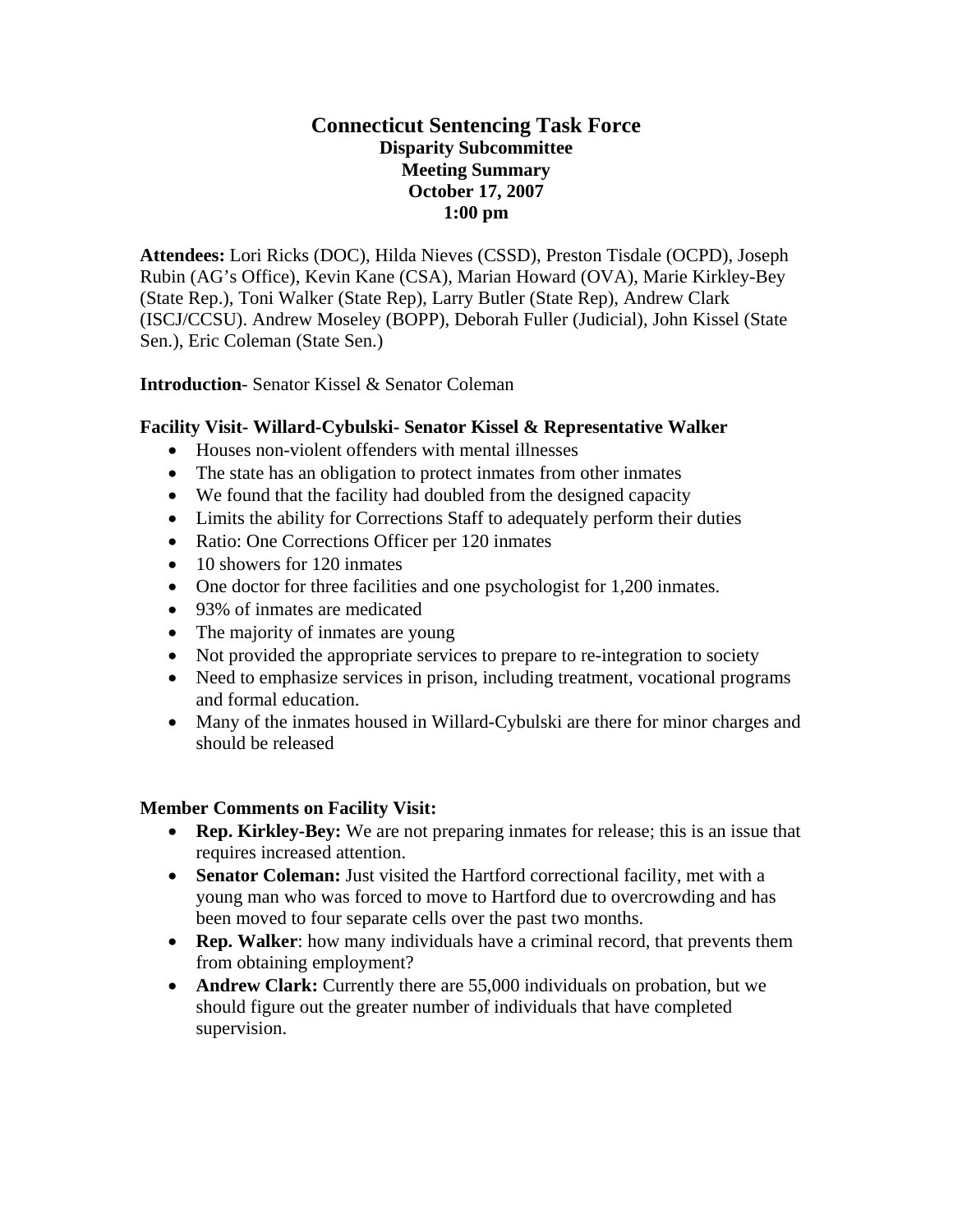# Connecticut Sentencing Task Force

## Disparity Subcommittee

## Meeting Summary

## October 17, 2007

## 1:00 pm

**Attendees:** Lori Ricks (DOC), Hilda Nieves (CSSD), Preston Tisdale (OCPD), Joseph Rubin (AG's Office), Kevin Kane (CSA), Marian Howard (OVA), Marie Kirkley-Bey (State Rep.), Toni Walker (State Rep), Larry Butler (State Rep), Andrew Clark (ISCJ/CCSU). Andrew Moseley (BOPP), Deborah Fuller (Judicial), John Kissel (State Sen.), Eric Coleman (State Sen.)

**Introduction**- Senator Kissel & Senator Coleman

**Facility Visit- Willard-Cybulski- Senator Kissel & Representative Walker**

- Houses non-violent offenders with mental illnesses
- The state has an obligation to protect inmates from other inmates
- We found that the facility had doubled from the designed capacity
- Limits the ability for Corrections Staff to adequately perform their duties
- Ratio: One Corrections Officer per 120 inmates
- 10 showers for 120 inmates
- One doctor for three facilities and one psychologist for 1,200 inmates.
- 93% of inmates are medicated
- The majority of inmates are young
- Not provided the appropriate services to prepare to re-integration to society
- Need to emphasize services in prison, including treatment, vocational programs and formal education.
- Many of the inmates housed in Willard-Cybulski are there for minor charges and should be released

**Member Comments on Facility Visit:**

- **Rep. Kirkley-Bey:** We are not preparing inmates for release; this is an issue that requires increased attention.
- **Senator Coleman:** Just visited the Hartford correctional facility, met with a young man who was forced to move to Hartford due to overcrowding and has been moved to four separate cells over the past two months.
- **Rep. Walker**: how many individuals have a criminal record, that prevents them from obtaining employment?
- **Andrew Clark:** Currently there are 55,000 individuals on probation, but we should figure out the greater number of individuals that have completed supervision.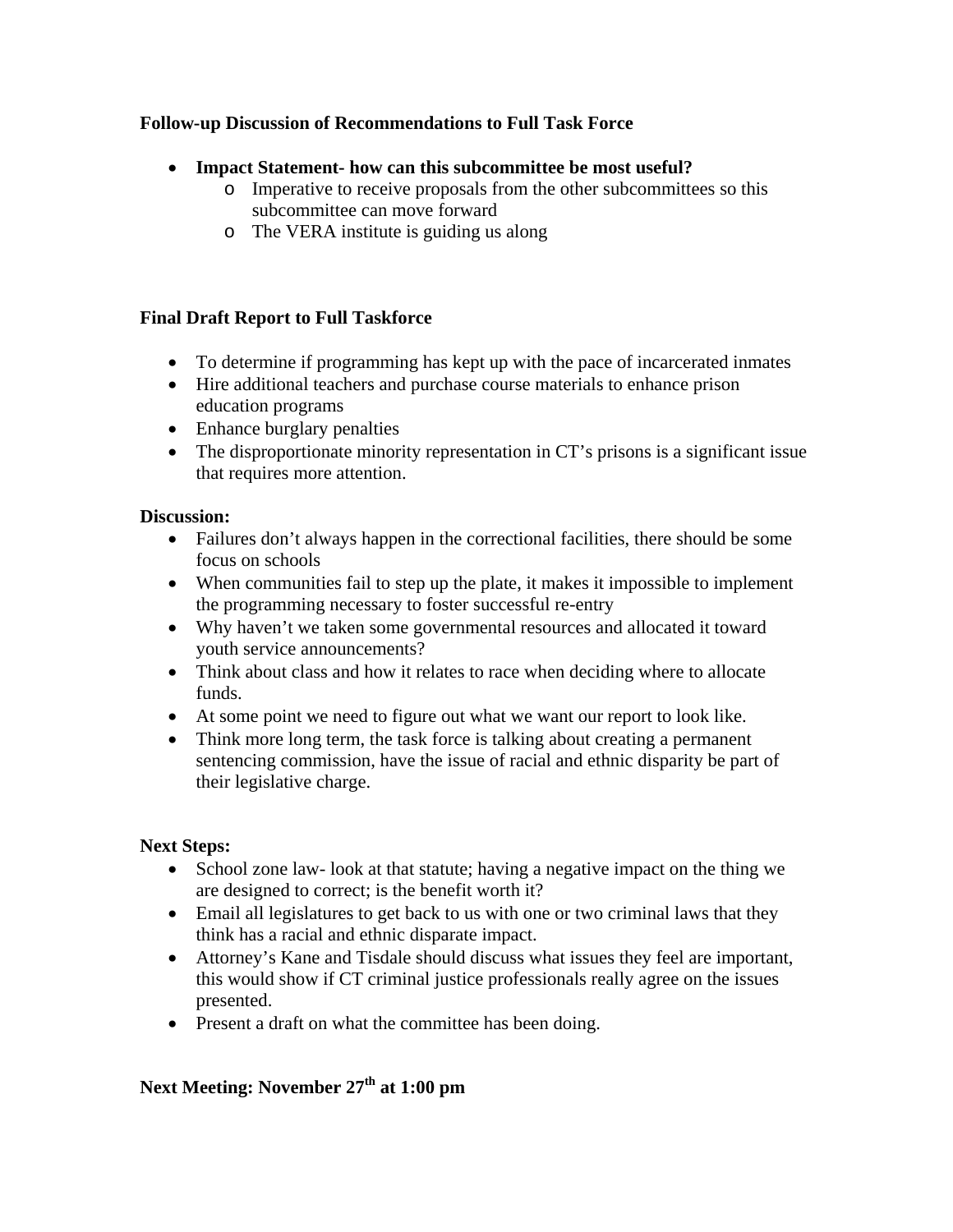**Follow-up Discussion of Recommendations to Full Task Force**

- **Impact Statement- how can this subcommittee be most useful?**
  - Imperative to receive proposals from the other subcommittees so this subcommittee can move forward
  - The VERA institute is guiding us along

**Final Draft Report to Full Taskforce**

- To determine if programming has kept up with the pace of incarcerated inmates
- Hire additional teachers and purchase course materials to enhance prison education programs
- Enhance burglary penalties
- The disproportionate minority representation in CT's prisons is a significant issue that requires more attention.

**Discussion:**

- Failures don't always happen in the correctional facilities, there should be some focus on schools
- When communities fail to step up the plate, it makes it impossible to implement the programming necessary to foster successful re-entry
- Why haven't we taken some governmental resources and allocated it toward youth service announcements?
- Think about class and how it relates to race when deciding where to allocate funds.
- At some point we need to figure out what we want our report to look like.
- Think more long term, the task force is talking about creating a permanent sentencing commission, have the issue of racial and ethnic disparity be part of their legislative charge.

**Next Steps:**

- School zone law- look at that statute; having a negative impact on the thing we are designed to correct; is the benefit worth it?
- Email all legislatures to get back to us with one or two criminal laws that they think has a racial and ethnic disparate impact.
- Attorney's Kane and Tisdale should discuss what issues they feel are important, this would show if CT criminal justice professionals really agree on the issues presented.
- Present a draft on what the committee has been doing.

**Next Meeting: November 27th at 1:00 pm**